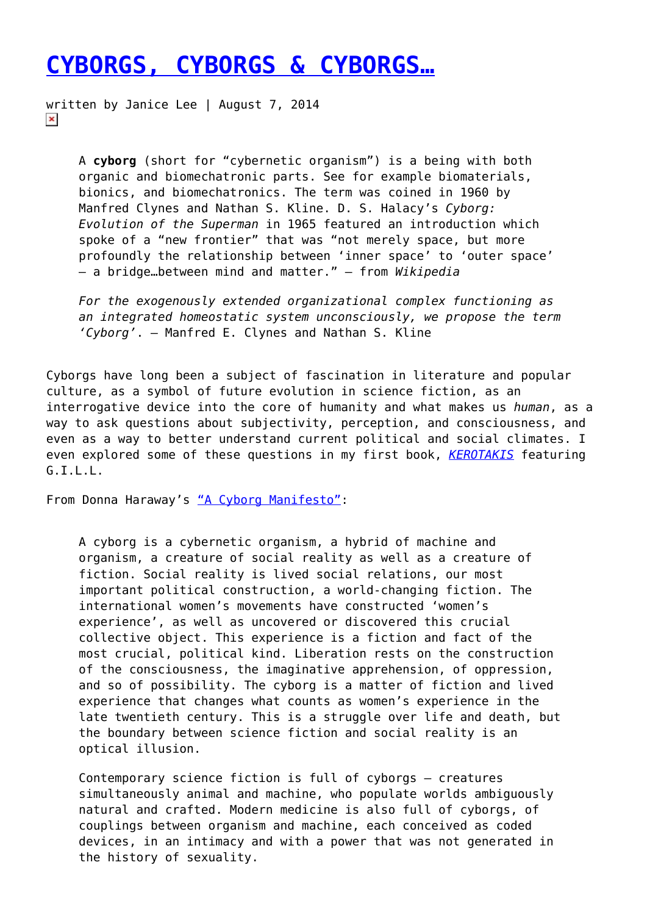# [CYBORGS, CYBORGS & CYBORGS…]()

written by Janice Lee | August 7, 2014

> A **cyborg** (short for “cybernetic organism”) is a being with both organic and biomechatronic parts. See for example biomaterials, bionics, and biomechatronics. The term was coined in 1960 by Manfred Clynes and Nathan S. Kline. D. S. Halacy’s *Cyborg: Evolution of the Superman* in 1965 featured an introduction which spoke of a “new frontier” that was “not merely space, but more profoundly the relationship between ‘inner space’ to ‘outer space’ – a bridge…between mind and matter.” – from *Wikipedia*
>
> *For the exogenously extended organizational complex functioning as an integrated homeostatic system unconsciously, we propose the term ‘Cyborg’*. – Manfred E. Clynes and Nathan S. Kline

Cyborgs have long been a subject of fascination in literature and popular culture, as a symbol of future evolution in science fiction, as an interrogative device into the core of humanity and what makes us *human*, as a way to ask questions about subjectivity, perception, and consciousness, and even as a way to better understand current political and social climates. I even explored some of these questions in my first book, [*KEROTAKIS*]() featuring G.I.L.L.

From Donna Haraway’s [“A Cyborg Manifesto”]():

> A cyborg is a cybernetic organism, a hybrid of machine and organism, a creature of social reality as well as a creature of fiction. Social reality is lived social relations, our most important political construction, a world-changing fiction. The international women’s movements have constructed ‘women’s experience’, as well as uncovered or discovered this crucial collective object. This experience is a fiction and fact of the most crucial, political kind. Liberation rests on the construction of the consciousness, the imaginative apprehension, of oppression, and so of possibility. The cyborg is a matter of fiction and lived experience that changes what counts as women’s experience in the late twentieth century. This is a struggle over life and death, but the boundary between science fiction and social reality is an optical illusion.
>
> Contemporary science fiction is full of cyborgs – creatures simultaneously animal and machine, who populate worlds ambiguously natural and crafted. Modern medicine is also full of cyborgs, of couplings between organism and machine, each conceived as coded devices, in an intimacy and with a power that was not generated in the history of sexuality.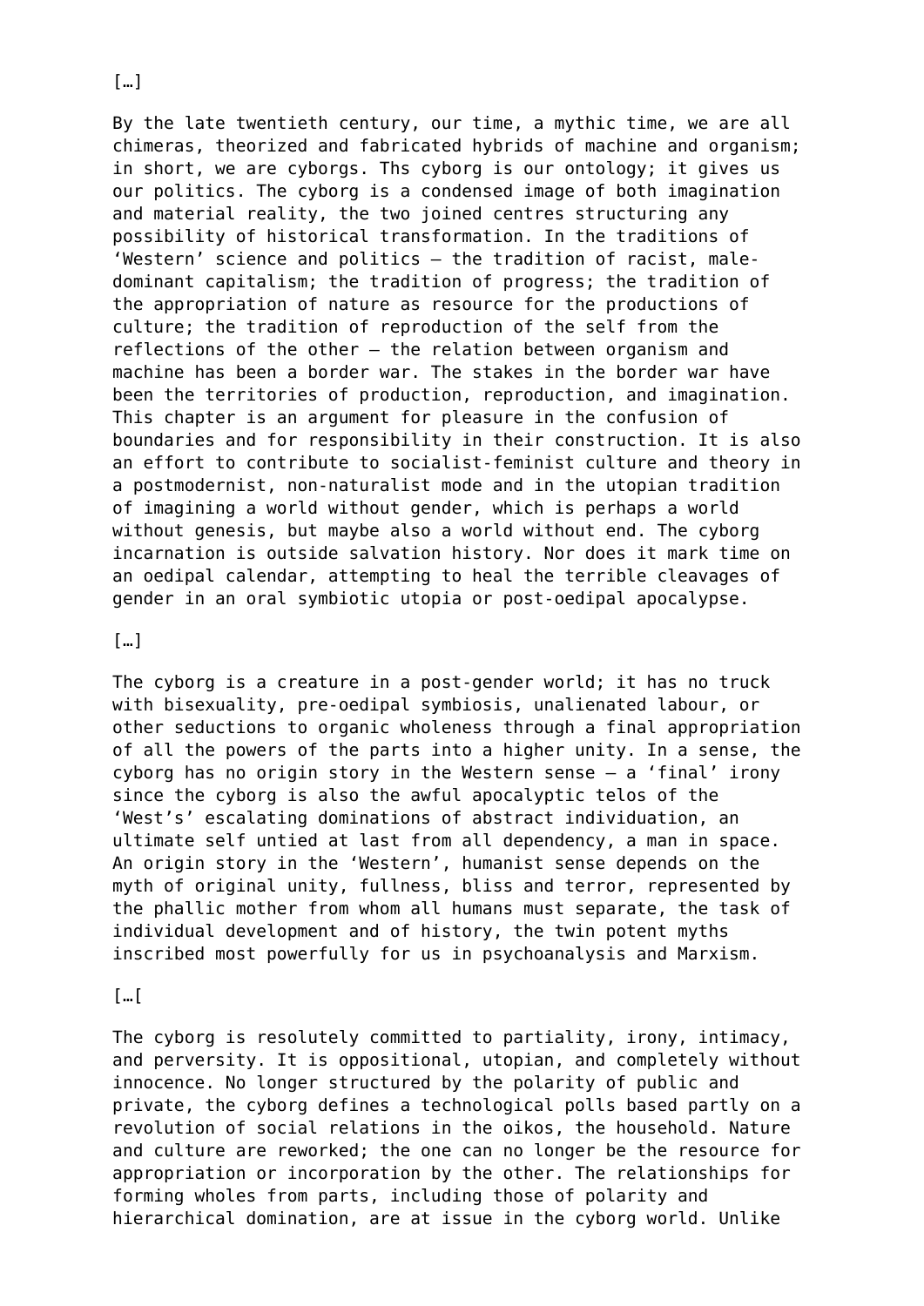[…]

By the late twentieth century, our time, a mythic time, we are all chimeras, theorized and fabricated hybrids of machine and organism; in short, we are cyborgs. Ths cyborg is our ontology; it gives us our politics. The cyborg is a condensed image of both imagination and material reality, the two joined centres structuring any possibility of historical transformation. In the traditions of 'Western' science and politics — the tradition of racist, male-dominant capitalism; the tradition of progress; the tradition of the appropriation of nature as resource for the productions of culture; the tradition of reproduction of the self from the reflections of the other — the relation between organism and machine has been a border war. The stakes in the border war have been the territories of production, reproduction, and imagination. This chapter is an argument for pleasure in the confusion of boundaries and for responsibility in their construction. It is also an effort to contribute to socialist-feminist culture and theory in a postmodernist, non-naturalist mode and in the utopian tradition of imagining a world without gender, which is perhaps a world without genesis, but maybe also a world without end. The cyborg incarnation is outside salvation history. Nor does it mark time on an oedipal calendar, attempting to heal the terrible cleavages of gender in an oral symbiotic utopia or post-oedipal apocalypse.

[…]

The cyborg is a creature in a post-gender world; it has no truck with bisexuality, pre-oedipal symbiosis, unalienated labour, or other seductions to organic wholeness through a final appropriation of all the powers of the parts into a higher unity. In a sense, the cyborg has no origin story in the Western sense — a 'final' irony since the cyborg is also the awful apocalyptic telos of the 'West's' escalating dominations of abstract individuation, an ultimate self untied at last from all dependency, a man in space. An origin story in the 'Western', humanist sense depends on the myth of original unity, fullness, bliss and terror, represented by the phallic mother from whom all humans must separate, the task of individual development and of history, the twin potent myths inscribed most powerfully for us in psychoanalysis and Marxism.

[…[

The cyborg is resolutely committed to partiality, irony, intimacy, and perversity. It is oppositional, utopian, and completely without innocence. No longer structured by the polarity of public and private, the cyborg defines a technological polls based partly on a revolution of social relations in the oikos, the household. Nature and culture are reworked; the one can no longer be the resource for appropriation or incorporation by the other. The relationships for forming wholes from parts, including those of polarity and hierarchical domination, are at issue in the cyborg world. Unlike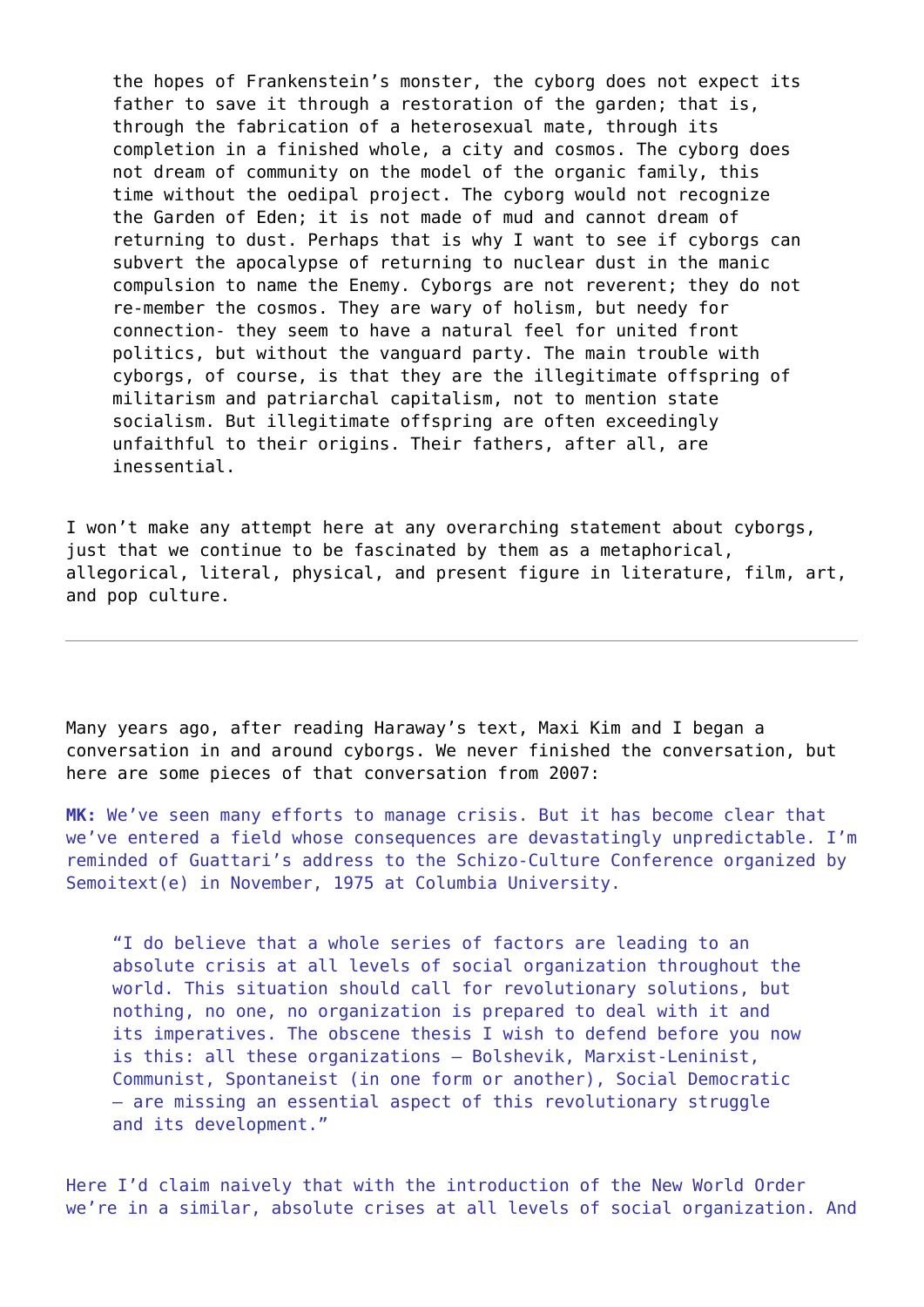> the hopes of Frankenstein's monster, the cyborg does not expect its father to save it through a restoration of the garden; that is, through the fabrication of a heterosexual mate, through its completion in a finished whole, a city and cosmos. The cyborg does not dream of community on the model of the organic family, this time without the oedipal project. The cyborg would not recognize the Garden of Eden; it is not made of mud and cannot dream of returning to dust. Perhaps that is why I want to see if cyborgs can subvert the apocalypse of returning to nuclear dust in the manic compulsion to name the Enemy. Cyborgs are not reverent; they do not re-member the cosmos. They are wary of holism, but needy for connection- they seem to have a natural feel for united front politics, but without the vanguard party. The main trouble with cyborgs, of course, is that they are the illegitimate offspring of militarism and patriarchal capitalism, not to mention state socialism. But illegitimate offspring are often exceedingly unfaithful to their origins. Their fathers, after all, are inessential.

I won't make any attempt here at any overarching statement about cyborgs, just that we continue to be fascinated by them as a metaphorical, allegorical, literal, physical, and present figure in literature, film, art, and pop culture.

---

Many years ago, after reading Haraway's text, Maxi Kim and I began a conversation in and around cyborgs. We never finished the conversation, but here are some pieces of that conversation from 2007:

**MK:** We've seen many efforts to manage crisis. But it has become clear that we've entered a field whose consequences are devastatingly unpredictable. I'm reminded of Guattari's address to the Schizo-Culture Conference organized by Semoitext(e) in November, 1975 at Columbia University.

> "I do believe that a whole series of factors are leading to an absolute crisis at all levels of social organization throughout the world. This situation should call for revolutionary solutions, but nothing, no one, no organization is prepared to deal with it and its imperatives. The obscene thesis I wish to defend before you now is this: all these organizations – Bolshevik, Marxist-Leninist, Communist, Spontaneist (in one form or another), Social Democratic – are missing an essential aspect of this revolutionary struggle and its development."

Here I'd claim naively that with the introduction of the New World Order we're in a similar, absolute crises at all levels of social organization. And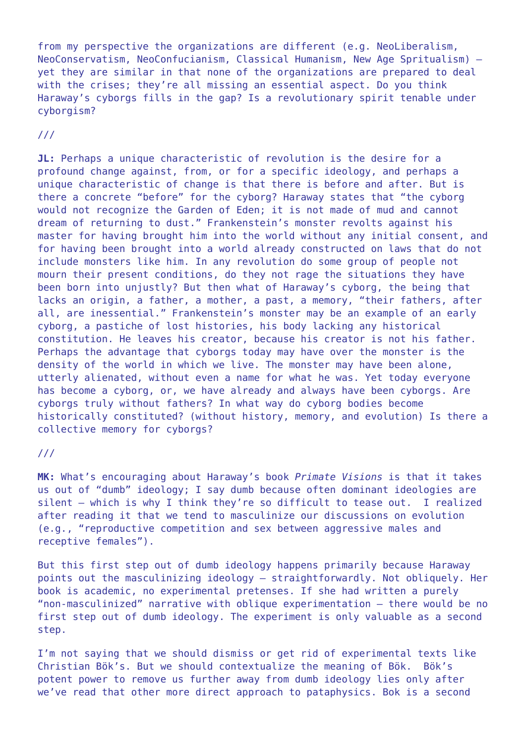from my perspective the organizations are different (e.g. NeoLiberalism, NeoConservatism, NeoConfucianism, Classical Humanism, New Age Spritualism) — yet they are similar in that none of the organizations are prepared to deal with the crises; they're all missing an essential aspect. Do you think Haraway's cyborgs fills in the gap? Is a revolutionary spirit tenable under cyborgism?

///

**JL:** Perhaps a unique characteristic of revolution is the desire for a profound change against, from, or for a specific ideology, and perhaps a unique characteristic of change is that there is before and after. But is there a concrete "before" for the cyborg? Haraway states that "the cyborg would not recognize the Garden of Eden; it is not made of mud and cannot dream of returning to dust." Frankenstein's monster revolts against his master for having brought him into the world without any initial consent, and for having been brought into a world already constructed on laws that do not include monsters like him. In any revolution do some group of people not mourn their present conditions, do they not rage the situations they have been born into unjustly? But then what of Haraway's cyborg, the being that lacks an origin, a father, a mother, a past, a memory, "their fathers, after all, are inessential." Frankenstein's monster may be an example of an early cyborg, a pastiche of lost histories, his body lacking any historical constitution. He leaves his creator, because his creator is not his father. Perhaps the advantage that cyborgs today may have over the monster is the density of the world in which we live. The monster may have been alone, utterly alienated, without even a name for what he was. Yet today everyone has become a cyborg, or, we have already and always have been cyborgs. Are cyborgs truly without fathers? In what way do cyborg bodies become historically constituted? (without history, memory, and evolution) Is there a collective memory for cyborgs?

///

**MK:** What's encouraging about Haraway's book *Primate Visions* is that it takes us out of "dumb" ideology; I say dumb because often dominant ideologies are silent — which is why I think they're so difficult to tease out. I realized after reading it that we tend to masculinize our discussions on evolution (e.g., "reproductive competition and sex between aggressive males and receptive females").

But this first step out of dumb ideology happens primarily because Haraway points out the masculinizing ideology — straightforwardly. Not obliquely. Her book is academic, no experimental pretenses. If she had written a purely "non-masculinized" narrative with oblique experimentation — there would be no first step out of dumb ideology. The experiment is only valuable as a second step.

I'm not saying that we should dismiss or get rid of experimental texts like Christian Bök's. But we should contextualize the meaning of Bök. Bök's potent power to remove us further away from dumb ideology lies only after we've read that other more direct approach to pataphysics. Bok is a second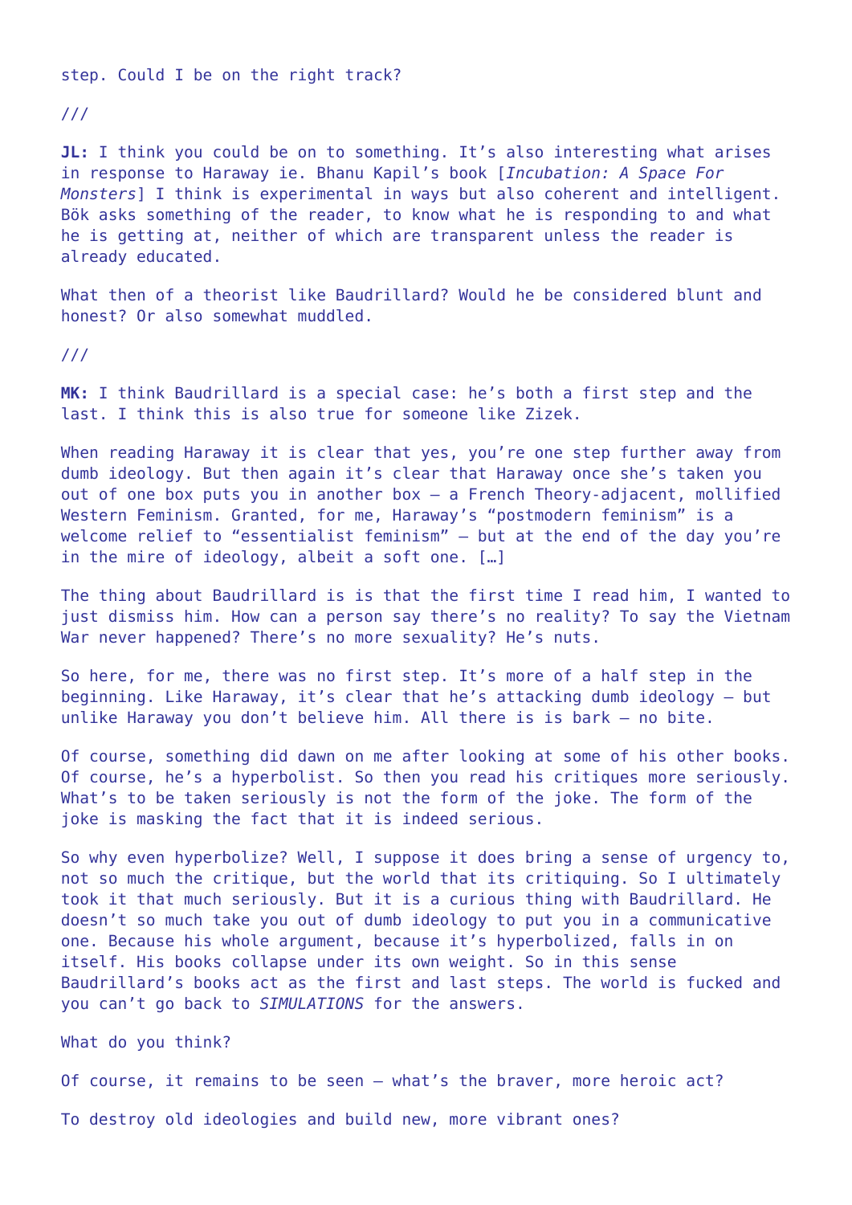step. Could I be on the right track?

///

**JL:** I think you could be on to something. It’s also interesting what arises in response to Haraway ie. Bhanu Kapil’s book [*Incubation: A Space For Monsters*] I think is experimental in ways but also coherent and intelligent. Bök asks something of the reader, to know what he is responding to and what he is getting at, neither of which are transparent unless the reader is already educated.

What then of a theorist like Baudrillard? Would he be considered blunt and honest? Or also somewhat muddled.

///

**MK:** I think Baudrillard is a special case: he’s both a first step and the last. I think this is also true for someone like Zizek.

When reading Haraway it is clear that yes, you’re one step further away from dumb ideology. But then again it’s clear that Haraway once she’s taken you out of one box puts you in another box – a French Theory-adjacent, mollified Western Feminism. Granted, for me, Haraway’s “postmodern feminism” is a welcome relief to “essentialist feminism” – but at the end of the day you’re in the mire of ideology, albeit a soft one. […]

The thing about Baudrillard is is that the first time I read him, I wanted to just dismiss him. How can a person say there’s no reality? To say the Vietnam War never happened? There’s no more sexuality? He’s nuts.

So here, for me, there was no first step. It’s more of a half step in the beginning. Like Haraway, it’s clear that he’s attacking dumb ideology – but unlike Haraway you don’t believe him. All there is is bark – no bite.

Of course, something did dawn on me after looking at some of his other books. Of course, he’s a hyperbolist. So then you read his critiques more seriously. What’s to be taken seriously is not the form of the joke. The form of the joke is masking the fact that it is indeed serious.

So why even hyperbolize? Well, I suppose it does bring a sense of urgency to, not so much the critique, but the world that its critiquing. So I ultimately took it that much seriously. But it is a curious thing with Baudrillard. He doesn’t so much take you out of dumb ideology to put you in a communicative one. Because his whole argument, because it’s hyperbolized, falls in on itself. His books collapse under its own weight. So in this sense Baudrillard’s books act as the first and last steps. The world is fucked and you can’t go back to *SIMULATIONS* for the answers.

What do you think?

Of course, it remains to be seen – what’s the braver, more heroic act?

To destroy old ideologies and build new, more vibrant ones?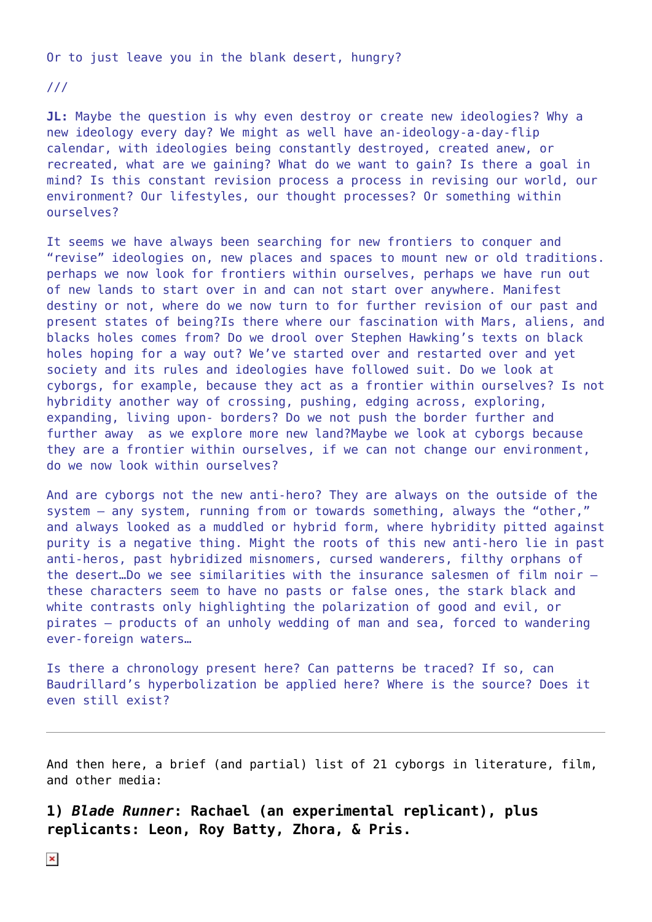Or to just leave you in the blank desert, hungry?

///

**JL:** Maybe the question is why even destroy or create new ideologies? Why a new ideology every day? We might as well have an-ideology-a-day-flip calendar, with ideologies being constantly destroyed, created anew, or recreated, what are we gaining? What do we want to gain? Is there a goal in mind? Is this constant revision process a process in revising our world, our environment? Our lifestyles, our thought processes? Or something within ourselves?

It seems we have always been searching for new frontiers to conquer and "revise" ideologies on, new places and spaces to mount new or old traditions. perhaps we now look for frontiers within ourselves, perhaps we have run out of new lands to start over in and can not start over anywhere. Manifest destiny or not, where do we now turn to for further revision of our past and present states of being?Is there where our fascination with Mars, aliens, and blacks holes comes from? Do we drool over Stephen Hawking's texts on black holes hoping for a way out? We've started over and restarted over and yet society and its rules and ideologies have followed suit. Do we look at cyborgs, for example, because they act as a frontier within ourselves? Is not hybridity another way of crossing, pushing, edging across, exploring, expanding, living upon- borders? Do we not push the border further and further away  as we explore more new land?Maybe we look at cyborgs because they are a frontier within ourselves, if we can not change our environment, do we now look within ourselves?

And are cyborgs not the new anti-hero? They are always on the outside of the system – any system, running from or towards something, always the "other," and always looked as a muddled or hybrid form, where hybridity pitted against purity is a negative thing. Might the roots of this new anti-hero lie in past anti-heros, past hybridized misnomers, cursed wanderers, filthy orphans of the desert…Do we see similarities with the insurance salesmen of film noir – these characters seem to have no pasts or false ones, the stark black and white contrasts only highlighting the polarization of good and evil, or pirates – products of an unholy wedding of man and sea, forced to wandering ever-foreign waters…

Is there a chronology present here? Can patterns be traced? If so, can Baudrillard's hyperbolization be applied here? Where is the source? Does it even still exist?

---

And then here, a brief (and partial) list of 21 cyborgs in literature, film, and other media:

### 1) *Blade Runner*: Rachael (an experimental replicant), plus replicants: Leon, Roy Batty, Zhora, & Pris.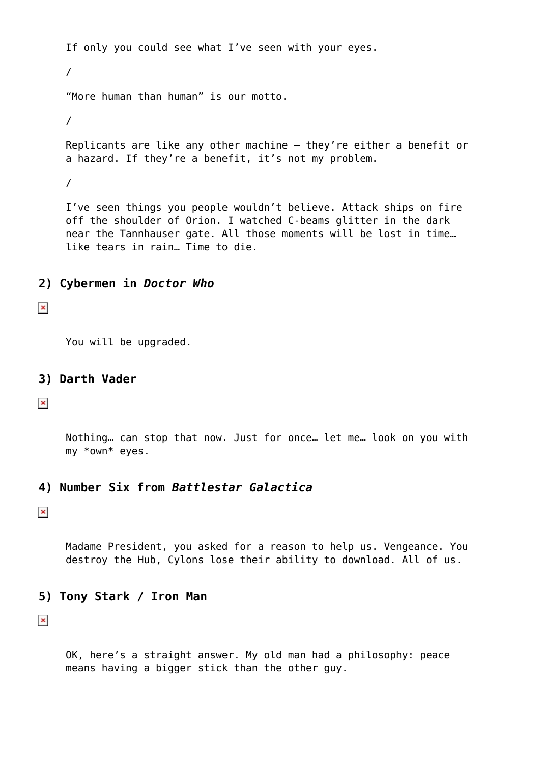> If only you could see what I've seen with your eyes.
>
> /
>
> "More human than human" is our motto.
>
> /
>
> Replicants are like any other machine – they're either a benefit or a hazard. If they're a benefit, it's not my problem.
>
> /
>
> I've seen things you people wouldn't believe. Attack ships on fire off the shoulder of Orion. I watched C-beams glitter in the dark near the Tannhauser gate. All those moments will be lost in time… like tears in rain… Time to die.

## 2) Cybermen in *Doctor Who*

> You will be upgraded.

## 3) Darth Vader

> Nothing… can stop that now. Just for once… let me… look on you with my *own* eyes.

## 4) Number Six from *Battlestar Galactica*

> Madame President, you asked for a reason to help us. Vengeance. You destroy the Hub, Cylons lose their ability to download. All of us.

## 5) Tony Stark / Iron Man

> OK, here's a straight answer. My old man had a philosophy: peace means having a bigger stick than the other guy.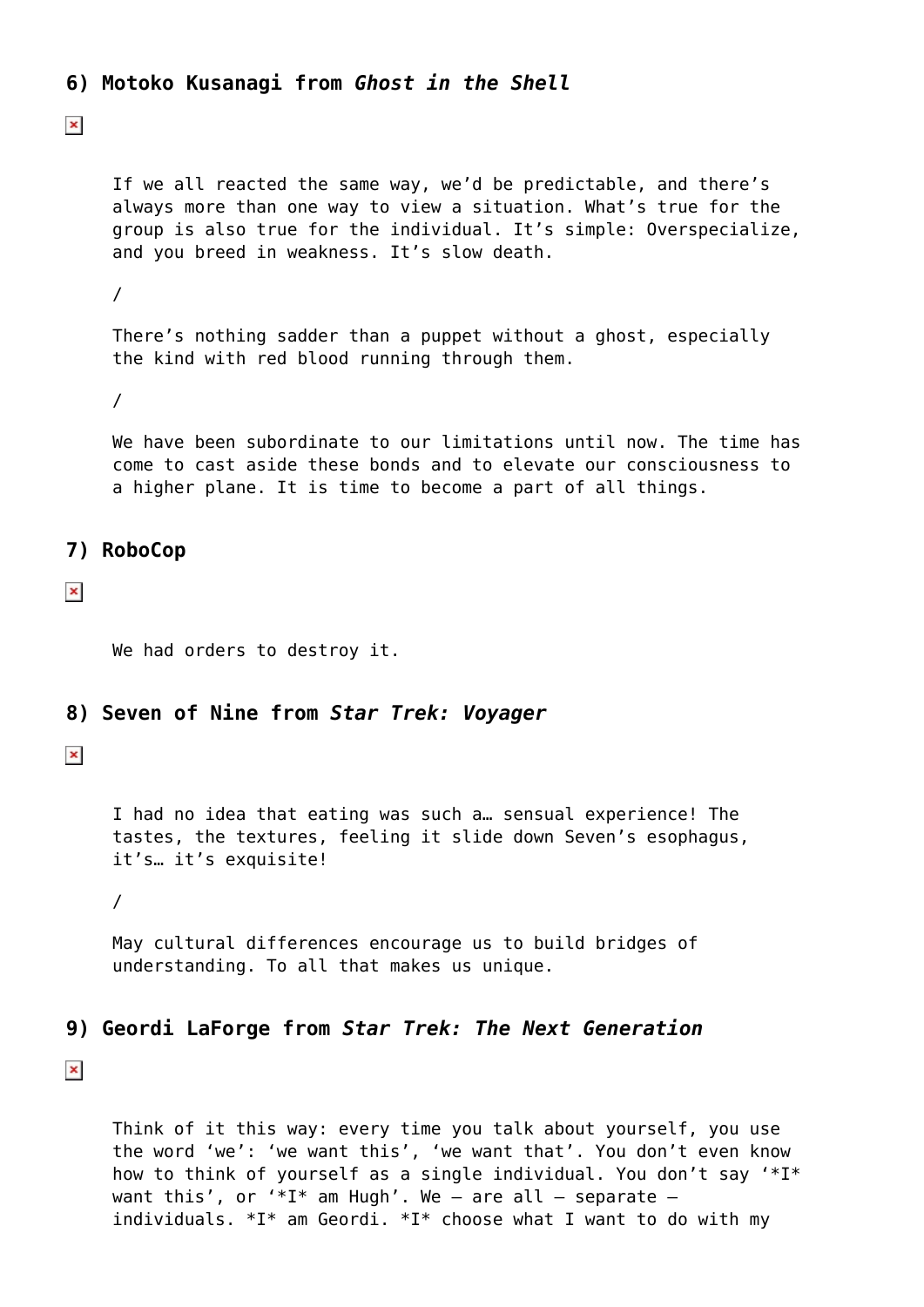### 6) Motoko Kusanagi from *Ghost in the Shell*

> If we all reacted the same way, we'd be predictable, and there's always more than one way to view a situation. What's true for the group is also true for the individual. It's simple: Overspecialize, and you breed in weakness. It's slow death.
>
> /
>
> There's nothing sadder than a puppet without a ghost, especially the kind with red blood running through them.
>
> /
>
> We have been subordinate to our limitations until now. The time has come to cast aside these bonds and to elevate our consciousness to a higher plane. It is time to become a part of all things.

### 7) RoboCop

> We had orders to destroy it.

### 8) Seven of Nine from *Star Trek: Voyager*

> I had no idea that eating was such a… sensual experience! The tastes, the textures, feeling it slide down Seven's esophagus, it's… it's exquisite!
>
> /
>
> May cultural differences encourage us to build bridges of understanding. To all that makes us unique.

### 9) Geordi LaForge from *Star Trek: The Next Generation*

> Think of it this way: every time you talk about yourself, you use the word 'we': 'we want this', 'we want that'. You don't even know how to think of yourself as a single individual. You don't say '*I* want this', or '*I* am Hugh'. We – are all – separate – individuals. *I* am Geordi. *I* choose what I want to do with my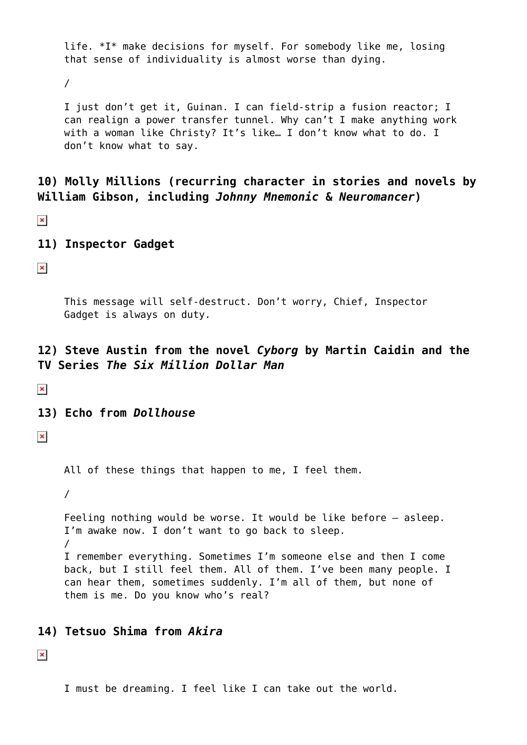> life. *I* make decisions for myself. For somebody like me, losing that sense of individuality is almost worse than dying.
>
> /
>
> I just don't get it, Guinan. I can field-strip a fusion reactor; I can realign a power transfer tunnel. Why can't I make anything work with a woman like Christy? It's like… I don't know what to do. I don't know what to say.

### 10) Molly Millions (recurring character in stories and novels by William Gibson, including *Johnny Mnemonic* & *Neuromancer*)

### 11) Inspector Gadget

> This message will self-destruct. Don't worry, Chief, Inspector Gadget is always on duty.

### 12) Steve Austin from the novel *Cyborg* by Martin Caidin and the TV Series *The Six Million Dollar Man*

### 13) Echo from *Dollhouse*

> All of these things that happen to me, I feel them.
>
> /
>
> Feeling nothing would be worse. It would be like before – asleep. I'm awake now. I don't want to go back to sleep.
> /
> I remember everything. Sometimes I'm someone else and then I come back, but I still feel them. All of them. I've been many people. I can hear them, sometimes suddenly. I'm all of them, but none of them is me. Do you know who's real?

### 14) Tetsuo Shima from *Akira*

> I must be dreaming. I feel like I can take out the world.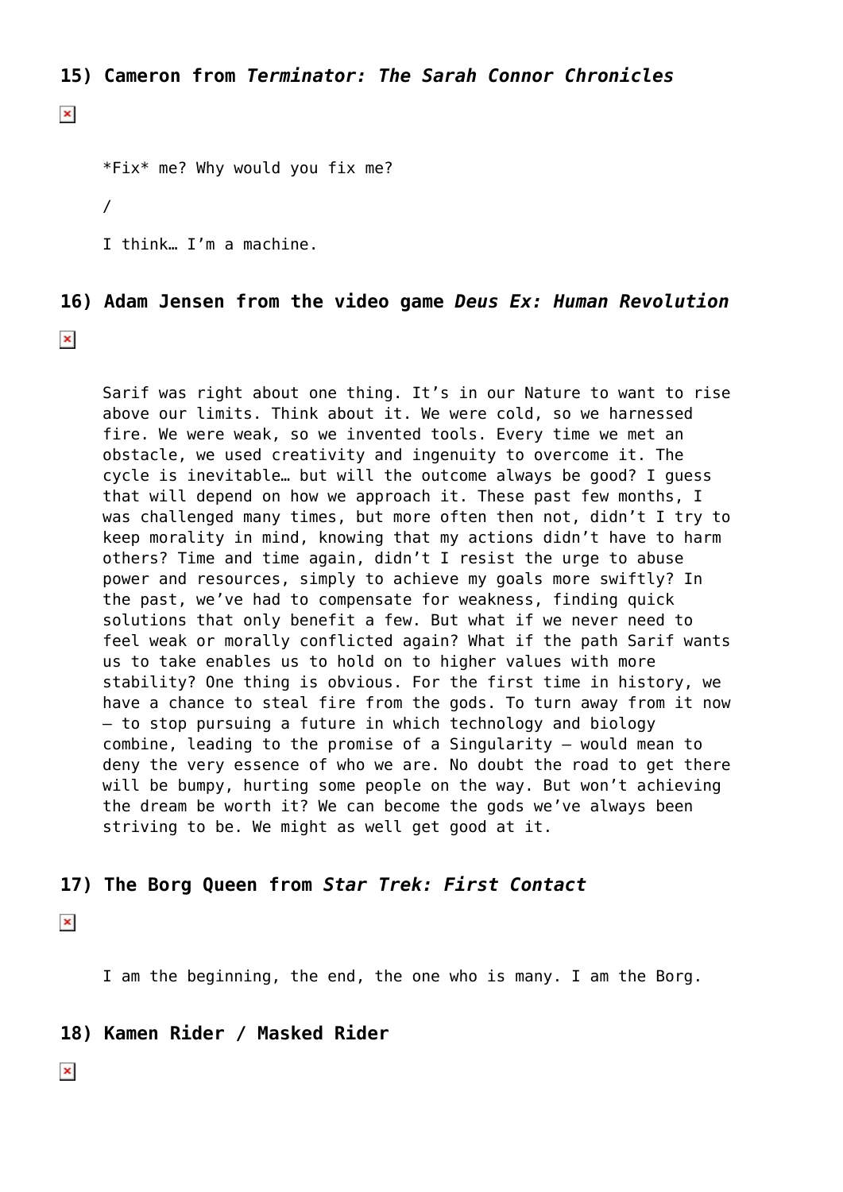## 15) Cameron from *Terminator: The Sarah Connor Chronicles*

> *Fix* me? Why would you fix me?
>
> /
>
> I think… I'm a machine.

## 16) Adam Jensen from the video game *Deus Ex: Human Revolution*

> Sarif was right about one thing. It's in our Nature to want to rise above our limits. Think about it. We were cold, so we harnessed fire. We were weak, so we invented tools. Every time we met an obstacle, we used creativity and ingenuity to overcome it. The cycle is inevitable… but will the outcome always be good? I guess that will depend on how we approach it. These past few months, I was challenged many times, but more often then not, didn't I try to keep morality in mind, knowing that my actions didn't have to harm others? Time and time again, didn't I resist the urge to abuse power and resources, simply to achieve my goals more swiftly? In the past, we've had to compensate for weakness, finding quick solutions that only benefit a few. But what if we never need to feel weak or morally conflicted again? What if the path Sarif wants us to take enables us to hold on to higher values with more stability? One thing is obvious. For the first time in history, we have a chance to steal fire from the gods. To turn away from it now – to stop pursuing a future in which technology and biology combine, leading to the promise of a Singularity – would mean to deny the very essence of who we are. No doubt the road to get there will be bumpy, hurting some people on the way. But won't achieving the dream be worth it? We can become the gods we've always been striving to be. We might as well get good at it.

## 17) The Borg Queen from *Star Trek: First Contact*

> I am the beginning, the end, the one who is many. I am the Borg.

## 18) Kamen Rider / Masked Rider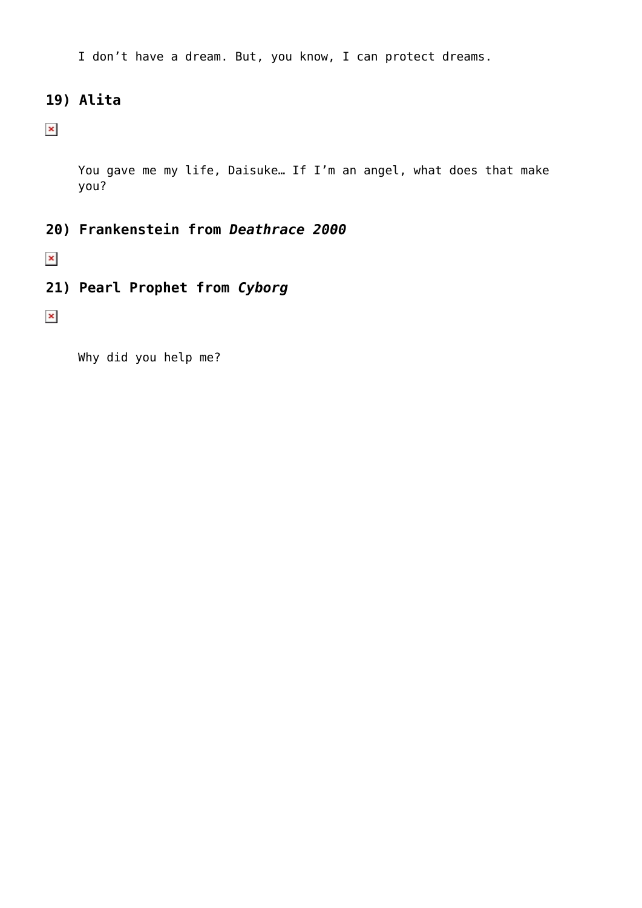> I don't have a dream. But, you know, I can protect dreams.

### 19) Alita

> You gave me my life, Daisuke… If I'm an angel, what does that make you?

### 20) Frankenstein from *Deathrace 2000*

### 21) Pearl Prophet from *Cyborg*

> Why did you help me?